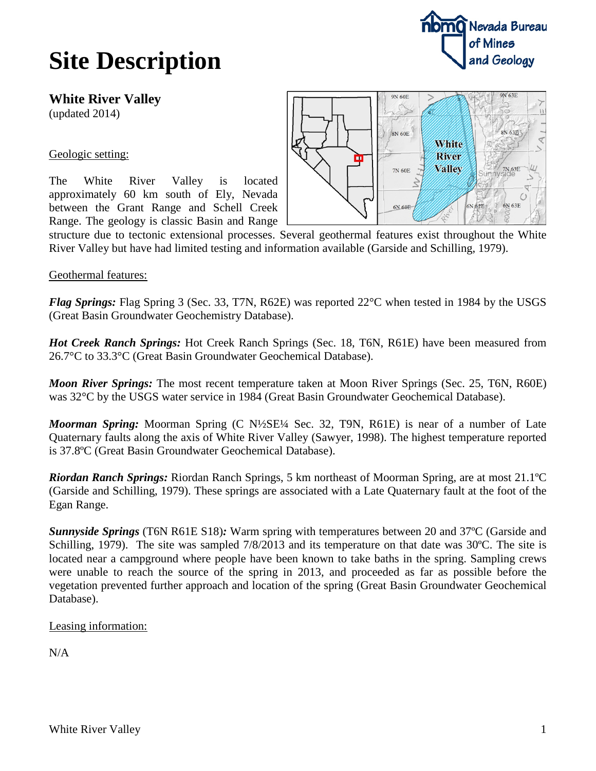# Site Description

## White River Valley

(updated 2014)

Geologic setting:

The White River Valley is located approximately 60 km south of Ely, Nevada between the Grant Range and Schell Creek Range. The geology is classic Basin and Range structure due to tectonic extensional processes. Several geothermal features exist throughout the White River Valley but have had limited testing and information available (Garside and Schilling, 1979).

Geothermal features:

***Flag Springs:*** Flag Spring 3 (Sec. 33, T7N, R62E) was reported 22°C when tested in 1984 by the USGS (Great Basin Groundwater Geochemistry Database).

***Hot Creek Ranch Springs:*** Hot Creek Ranch Springs (Sec. 18, T6N, R61E) have been measured from 26.7°C to 33.3°C (Great Basin Groundwater Geochemical Database).

***Moon River Springs:*** The most recent temperature taken at Moon River Springs (Sec. 25, T6N, R60E) was 32°C by the USGS water service in 1984 (Great Basin Groundwater Geochemical Database).

***Moorman Spring:*** Moorman Spring (C N½SE¼ Sec. 32, T9N, R61E) is near of a number of Late Quaternary faults along the axis of White River Valley (Sawyer, 1998). The highest temperature reported is 37.8ºC (Great Basin Groundwater Geochemical Database).

***Riordan Ranch Springs:*** Riordan Ranch Springs, 5 km northeast of Moorman Spring, are at most 21.1ºC (Garside and Schilling, 1979). These springs are associated with a Late Quaternary fault at the foot of the Egan Range.

***Sunnyside Springs*** (T6N R61E S18)***:*** Warm spring with temperatures between 20 and 37ºC (Garside and Schilling, 1979). The site was sampled 7/8/2013 and its temperature on that date was 30ºC. The site is located near a campground where people have been known to take baths in the spring. Sampling crews were unable to reach the source of the spring in 2013, and proceeded as far as possible before the vegetation prevented further approach and location of the spring (Great Basin Groundwater Geochemical Database).

Leasing information:

N/A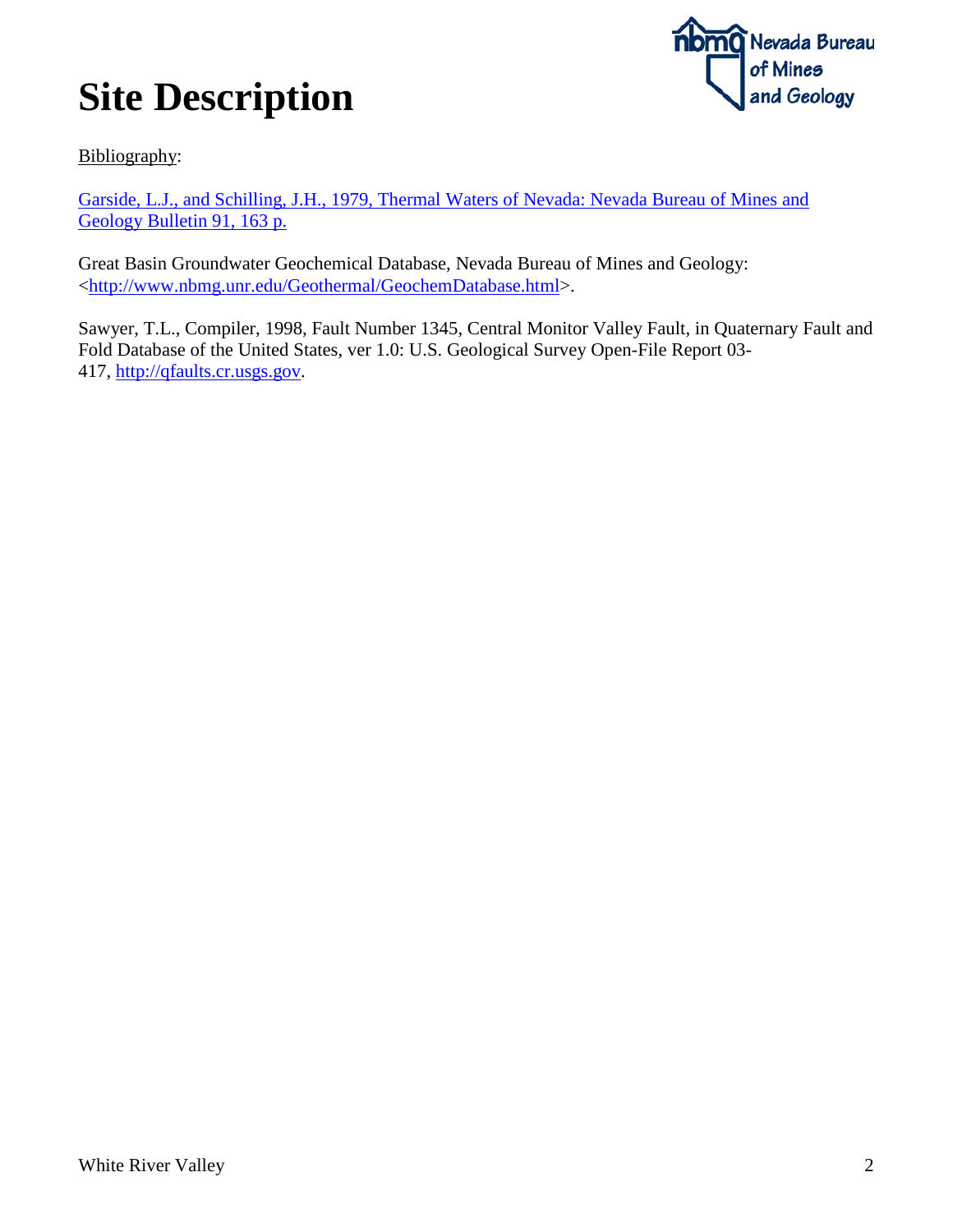# Site Description

Bibliography:

Garside, L.J., and Schilling, J.H., 1979, Thermal Waters of Nevada: Nevada Bureau of Mines and Geology Bulletin 91, 163 p.

Great Basin Groundwater Geochemical Database, Nevada Bureau of Mines and Geology: <http://www.nbmg.unr.edu/Geothermal/GeochemDatabase.html>.

Sawyer, T.L., Compiler, 1998, Fault Number 1345, Central Monitor Valley Fault, in Quaternary Fault and Fold Database of the United States, ver 1.0: U.S. Geological Survey Open-File Report 03-417, http://qfaults.cr.usgs.gov.